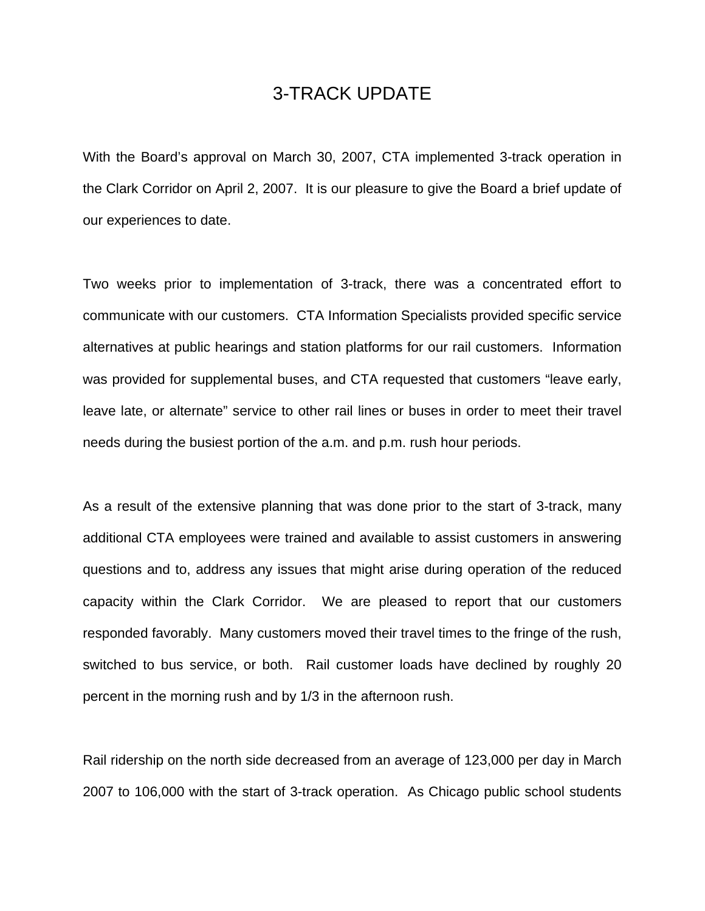# 3-TRACK UPDATE

With the Board's approval on March 30, 2007, CTA implemented 3-track operation in the Clark Corridor on April 2, 2007. It is our pleasure to give the Board a brief update of our experiences to date.

Two weeks prior to implementation of 3-track, there was a concentrated effort to communicate with our customers. CTA Information Specialists provided specific service alternatives at public hearings and station platforms for our rail customers. Information was provided for supplemental buses, and CTA requested that customers "leave early, leave late, or alternate" service to other rail lines or buses in order to meet their travel needs during the busiest portion of the a.m. and p.m. rush hour periods.

As a result of the extensive planning that was done prior to the start of 3-track, many additional CTA employees were trained and available to assist customers in answering questions and to, address any issues that might arise during operation of the reduced capacity within the Clark Corridor. We are pleased to report that our customers responded favorably. Many customers moved their travel times to the fringe of the rush, switched to bus service, or both. Rail customer loads have declined by roughly 20 percent in the morning rush and by 1/3 in the afternoon rush.

Rail ridership on the north side decreased from an average of 123,000 per day in March 2007 to 106,000 with the start of 3-track operation. As Chicago public school students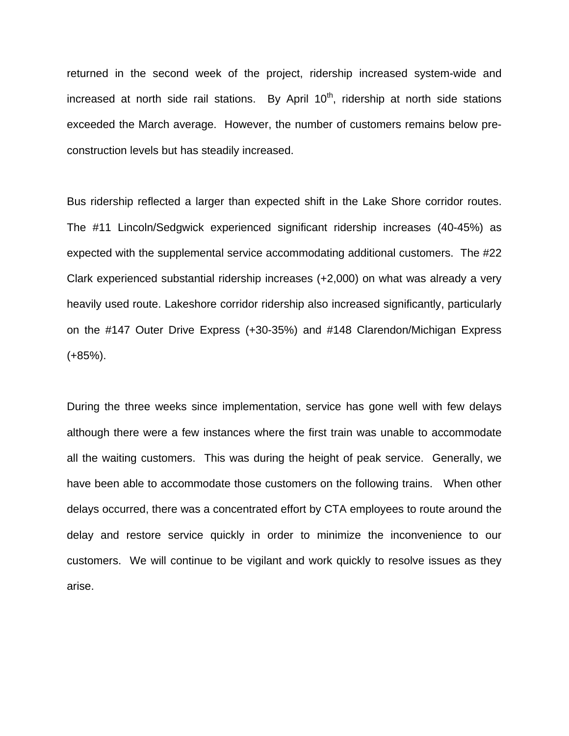returned in the second week of the project, ridership increased system-wide and increased at north side rail stations. By April 10th, ridership at north side stations exceeded the March average. However, the number of customers remains below pre-construction levels but has steadily increased.

Bus ridership reflected a larger than expected shift in the Lake Shore corridor routes. The #11 Lincoln/Sedgwick experienced significant ridership increases (40-45%) as expected with the supplemental service accommodating additional customers. The #22 Clark experienced substantial ridership increases (+2,000) on what was already a very heavily used route. Lakeshore corridor ridership also increased significantly, particularly on the #147 Outer Drive Express (+30-35%) and #148 Clarendon/Michigan Express (+85%).

During the three weeks since implementation, service has gone well with few delays although there were a few instances where the first train was unable to accommodate all the waiting customers. This was during the height of peak service. Generally, we have been able to accommodate those customers on the following trains. When other delays occurred, there was a concentrated effort by CTA employees to route around the delay and restore service quickly in order to minimize the inconvenience to our customers. We will continue to be vigilant and work quickly to resolve issues as they arise.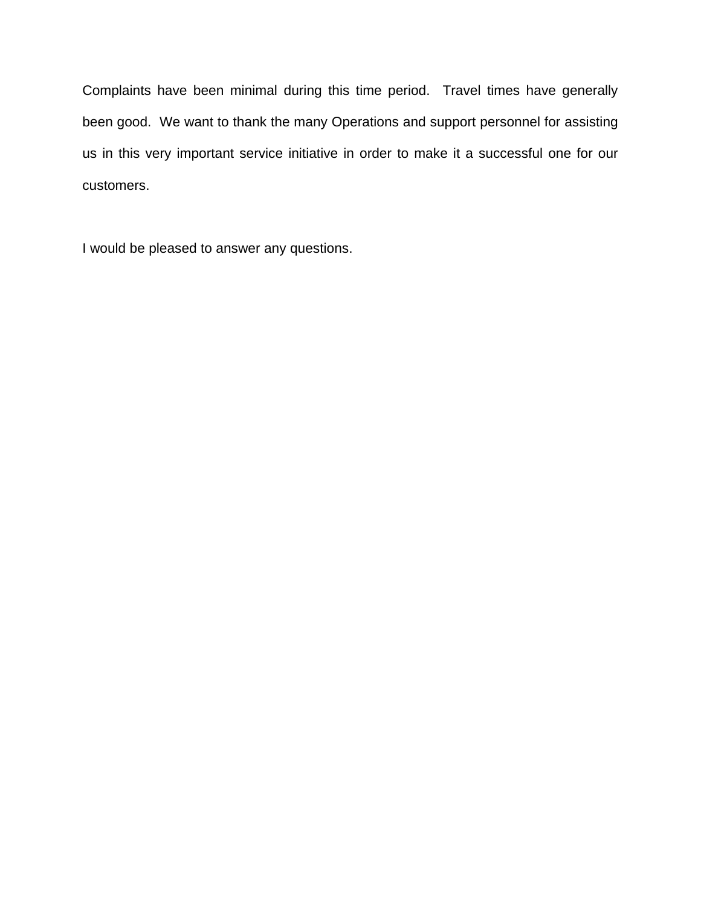Complaints have been minimal during this time period. Travel times have generally been good. We want to thank the many Operations and support personnel for assisting us in this very important service initiative in order to make it a successful one for our customers.

I would be pleased to answer any questions.